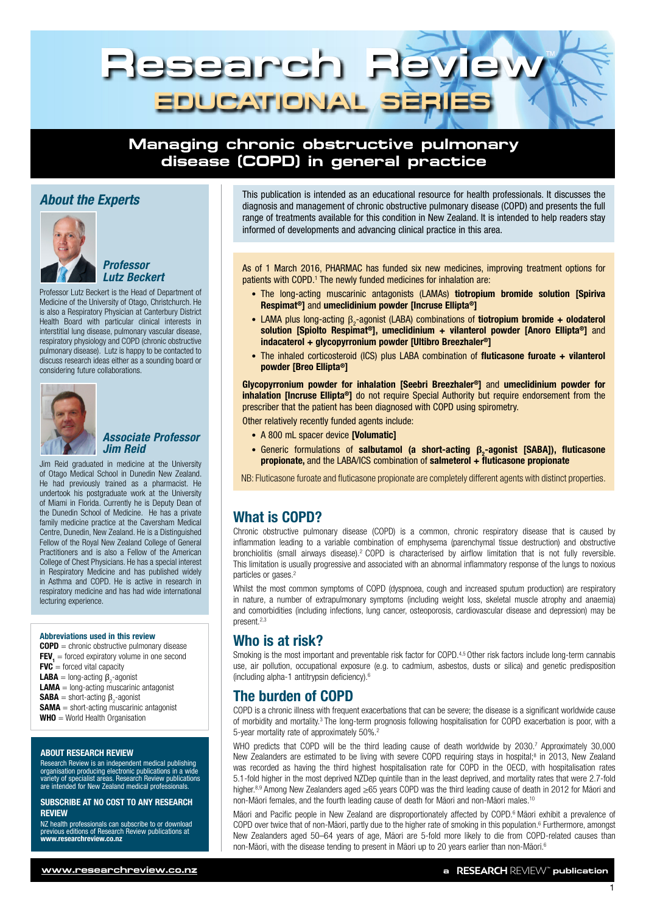# Research Review™ EDUCATIONAL SERIES

## Managing chronic obstructive pulmonary disease (COPD) in general practice

This publication is intended as an educational resource for health professionals. It discusses the diagnosis and management of chronic obstructive pulmonary disease (COPD) and presents the full range of treatments available for this condition in New Zealand. It is intended to help readers stay informed of developments and advancing clinical practice in this area.

As of 1 March 2016, PHARMAC has funded six new medicines, improving treatment options for patients with COPD.[1] The newly funded medicines for inhalation are:

- The long-acting muscarinic antagonists (LAMAs) **tiotropium bromide solution [Spiriva Respimat®]** and **umeclidinium powder [Incruse Ellipta®]**
- LAMA plus long-acting $\beta_2$-agonist (LABA) combinations of **tiotropium bromide + olodaterol solution [Spiolto Respimat®], umeclidinium + vilanterol powder [Anoro Ellipta®]** and **indacaterol + glycopyrronium powder [Ultibro Breezhaler®]**
- The inhaled corticosteroid (ICS) plus LABA combination of **fluticasone furoate + vilanterol powder [Breo Ellipta®]**

**Glycopyrronium powder for inhalation [Seebri Breezhaler®]** and **umeclidinium powder for inhalation [Incruse Ellipta®]** do not require Special Authority but require endorsement from the prescriber that the patient has been diagnosed with COPD using spirometry.

Other relatively recently funded agents include:

- A 800 mL spacer device **[Volumatic]**
- Generic formulations of **salbutamol (a short-acting $\beta_2$-agonist [SABA]), fluticasone propionate**, and the LABA/ICS combination of **salmeterol + fluticasone propionate**

NB: Fluticasone furoate and fluticasone propionate are completely different agents with distinct properties.

## About the Experts

### *Professor Lutz Beckert*

Professor Lutz Beckert is the Head of Department of Medicine of the University of Otago, Christchurch. He is also a Respiratory Physician at Canterbury District Health Board with particular clinical interests in interstitial lung disease, pulmonary vascular disease, respiratory physiology and COPD (chronic obstructive pulmonary disease). Lutz is happy to be contacted to discuss research ideas either as a sounding board or considering future collaborations.

### *Associate Professor Jim Reid*

Jim Reid graduated in medicine at the University of Otago Medical School in Dunedin New Zealand. He had previously trained as a pharmacist. He undertook his postgraduate work at the University of Miami in Florida. Currently he is Deputy Dean of the Dunedin School of Medicine. He has a private family medicine practice at the Caversham Medical Centre, Dunedin, New Zealand. He is a Distinguished Fellow of the Royal New Zealand College of General Practitioners and is also a Fellow of the American College of Chest Physicians. He has a special interest in Respiratory Medicine and has published widely in Asthma and COPD. He is active in research in respiratory medicine and has wide international lecturing experience.

**Abbreviations used in this review**

**COPD** = chronic obstructive pulmonary disease
**$FEV_1$** = forced expiratory volume in one second
**FVC** = forced vital capacity
**LABA** = long-acting $\beta_2$-agonist
**LAMA** = long-acting muscarinic antagonist
**SABA** = short-acting $\beta_2$-agonist
**SAMA** = short-acting muscarinic antagonist
**WHO** = World Health Organisation

**ABOUT RESEARCH REVIEW**

Research Review is an independent medical publishing organisation producing electronic publications in a wide variety of specialist areas. Research Review publications are intended for New Zealand medical professionals.

**SUBSCRIBE AT NO COST TO ANY RESEARCH REVIEW**

NZ health professionals can subscribe to or download previous editions of Research Review publications at **www.researchreview.co.nz**

## What is COPD?

Chronic obstructive pulmonary disease (COPD) is a common, chronic respiratory disease that is caused by inflammation leading to a variable combination of emphysema (parenchymal tissue destruction) and obstructive bronchiolitis (small airways disease).[2] COPD is characterised by airflow limitation that is not fully reversible. This limitation is usually progressive and associated with an abnormal inflammatory response of the lungs to noxious particles or gases.[2]

Whilst the most common symptoms of COPD (dyspnoea, cough and increased sputum production) are respiratory in nature, a number of extrapulmonary symptoms (including weight loss, skeletal muscle atrophy and anaemia) and comorbidities (including infections, lung cancer, osteoporosis, cardiovascular disease and depression) may be present.[2,3]

## Who is at risk?

Smoking is the most important and preventable risk factor for COPD.[4,5] Other risk factors include long-term cannabis use, air pollution, occupational exposure (e.g. to cadmium, asbestos, dusts or silica) and genetic predisposition (including alpha-1 antitrypsin deficiency).[6]

## The burden of COPD

COPD is a chronic illness with frequent exacerbations that can be severe; the disease is a significant worldwide cause of morbidity and mortality.[3] The long-term prognosis following hospitalisation for COPD exacerbation is poor, with a 5-year mortality rate of approximately 50%.[2]

WHO predicts that COPD will be the third leading cause of death worldwide by 2030.[7] Approximately 30,000 New Zealanders are estimated to be living with severe COPD requiring stays in hospital;[8] in 2013, New Zealand was recorded as having the third highest hospitalisation rate for COPD in the OECD, with hospitalisation rates 5.1-fold higher in the most deprived NZDep quintile than in the least deprived, and mortality rates that were 2.7-fold higher.[8,9] Among New Zealanders aged ≥65 years COPD was the third leading cause of death in 2012 for Māori and non-Māori females, and the fourth leading cause of death for Māori and non-Māori males.[10]

Māori and Pacific people in New Zealand are disproportionately affected by COPD.[6] Māori exhibit a prevalence of COPD over twice that of non-Māori, partly due to the higher rate of smoking in this population.[6] Furthermore, amongst New Zealanders aged 50–64 years of age, Māori are 5-fold more likely to die from COPD-related causes than non-Māori, with the disease tending to present in Māori up to 20 years earlier than non-Māori.[6]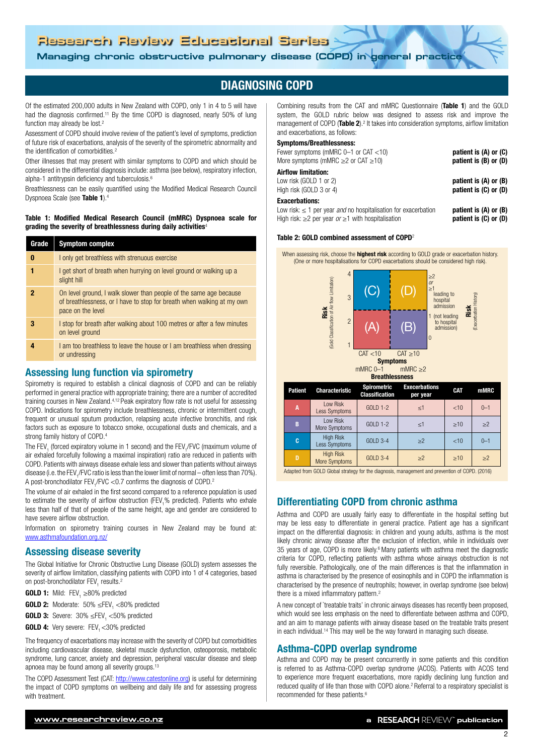# DIAGNOSING COPD

Of the estimated 200,000 adults in New Zealand with COPD, only 1 in 4 to 5 will have had the diagnosis confirmed.[11] By the time COPD is diagnosed, nearly 50% of lung function may already be lost.[2]

Assessment of COPD should involve review of the patient's level of symptoms, prediction of future risk of exacerbations, analysis of the severity of the spirometric abnormality and the identification of comorbidities.[2]

Other illnesses that may present with similar symptoms to COPD and which should be considered in the differential diagnosis include: asthma (see below), respiratory infection, alpha-1 antitrypsin deficiency and tuberculosis.[6]

Breathlessness can be easily quantified using the Modified Medical Research Council Dyspnoea Scale (see **Table 1**).[4]

**Table 1: Modified Medical Research Council (mMRC) Dyspnoea scale for grading the severity of breathlessness during daily activities**[4]

| Grade | Symptom complex |
|---|---|
| **0** | I only get breathless with strenuous exercise |
| **1** | I get short of breath when hurrying on level ground or walking up a slight hill |
| **2** | On level ground, I walk slower than people of the same age because of breathlessness, or I have to stop for breath when walking at my own pace on the level |
| **3** | I stop for breath after walking about 100 metres or after a few minutes on level ground |
| **4** | I am too breathless to leave the house or I am breathless when dressing or undressing |

## Assessing lung function via spirometry

Spirometry is required to establish a clinical diagnosis of COPD and can be reliably performed in general practice with appropriate training; there are a number of accredited training courses in New Zealand.[4,12] Peak expiratory flow rate is not useful for assessing COPD. Indications for spirometry include breathlessness, chronic or intermittent cough, frequent or unusual sputum production, relapsing acute infective bronchitis, and risk factors such as exposure to tobacco smoke, occupational dusts and chemicals, and a strong family history of COPD.[4]

The $FEV_1$ (forced expiratory volume in 1 second) and the $FEV_1/FVC$ (maximum volume of air exhaled forcefully following a maximal inspiration) ratio are reduced in patients with COPD. Patients with airways disease exhale less and slower than patients without airways disease (i.e. the $FEV_1/FVC$ ratio is less than the lower limit of normal – often less than 70%). A post-bronchodilator $FEV_1/FVC < 0.7$ confirms the diagnosis of COPD.[2]

The volume of air exhaled in the first second compared to a reference population is used to estimate the severity of airflow obstruction ($FEV_1$% predicted). Patients who exhale less than half of that of people of the same height, age and gender are considered to have severe airflow obstruction.

Information on spirometry training courses in New Zealand may be found at: www.asthmafoundation.org.nz/

## Assessing disease severity

The Global Initiative for Chronic Obstructive Lung Disease (GOLD) system assesses the severity of airflow limitation, classifying patients with COPD into 1 of 4 categories, based on post-bronchodilator $FEV_1$ results.[2]

**GOLD 1:** Mild: $FEV_1 \geq 80\%$ predicted

**GOLD 2:** Moderate: $50\% \leq FEV_1 < 80\%$ predicted

**GOLD 3:** Severe: $30\% \leq FEV_1 < 50\%$ predicted

**GOLD 4:** Very severe: $FEV_1 < 30\%$ predicted

The frequency of exacerbations may increase with the severity of COPD but comorbidities including cardiovascular disease, skeletal muscle dysfunction, osteoporosis, metabolic syndrome, lung cancer, anxiety and depression, peripheral vascular disease and sleep apnoea may be found among all severity groups.[13]

The COPD Assessment Test (CAT: http://www.catestonline.org) is useful for determining the impact of COPD symptoms on wellbeing and daily life and for assessing progress with treatment.

Combining results from the CAT and mMRC Questionnaire (**Table 1**) and the GOLD system, the GOLD rubric below was designed to assess risk and improve the management of COPD (**Table 2**).[2] It takes into consideration symptoms, airflow limitation and exacerbations, as follows:

**Symptoms/Breathlessness:**

| | |
|---|---|
| Fewer symptoms (mMRC 0–1 or CAT <10) | **patient is (A) or (C)** |
| More symptoms (mMRC ≥2 or CAT ≥10) | **patient is (B) or (D)** |

**Airflow limitation:**

| | |
|---|---|
| Low risk (GOLD 1 or 2) | **patient is (A) or (B)** |
| High risk (GOLD 3 or 4) | **patient is (C) or (D)** |

**Exacerbations:**

| | |
|---|---|
| Low risk: ≤ 1 per year *and* no hospitalisation for exacerbation | **patient is (A) or (B)** |
| High risk: ≥2 per year *or* ≥1 with hospitalisation | **patient is (C) or (D)** |

**Table 2: GOLD combined assessment of COPD**[2]

When assessing risk, choose the **highest risk** according to GOLD grade or exacerbation history. (One or more hospitalisations for COPD exacerbations should be considered high risk).

| Risk (Gold Classification of Air flow Limitation) | CAT <10 / mMRC 0–1 | CAT ≥10 / mMRC ≥2 | Risk (Exacerbation History) |
|---|---|---|---|
| 4 / 3 | (C) | (D) | ≥2 or ≥1 leading to hospital admission |
| 2 / 1 | (A) | (B) | 1 (not leading to hospital admission) / 0 |
| | **Symptoms** / **Breathlessness** | | |

| Patient | Characteristic | Spirometric Classification | Exacerbations per year | CAT | mMRC |
|---|---|---|---|---|---|
| **A** | Low Risk Less Symptoms | GOLD 1-2 | ≤1 | <10 | 0–1 |
| **B** | Low Risk More Symptoms | GOLD 1-2 | ≤1 | ≥10 | ≥2 |
| **C** | High Risk Less Symptoms | GOLD 3-4 | ≥2 | <10 | 0–1 |
| **D** | High Risk More Symptoms | GOLD 3-4 | ≥2 | ≥10 | ≥2 |

Adapted from GOLD Global strategy for the diagnosis, management and prevention of COPD. (2016)

## Differentiating COPD from chronic asthma

Asthma and COPD are usually fairly easy to differentiate in the hospital setting but may be less easy to differentiate in general practice. Patient age has a significant impact on the differential diagnosis: in children and young adults, asthma is the most likely chronic airway disease after the exclusion of infection, while in individuals over 35 years of age, COPD is more likely.[6] Many patients with asthma meet the diagnostic criteria for COPD, reflecting patients with asthma whose airways obstruction is not fully reversible. Pathologically, one of the main differences is that the inflammation in asthma is characterised by the presence of eosinophils and in COPD the inflammation is characterised by the presence of neutrophils; however, in overlap syndrome (see below) there is a mixed inflammatory pattern.[2]

A new concept of 'treatable traits' in chronic airways diseases has recently been proposed, which would see less emphasis on the need to differentiate between asthma and COPD, and an aim to manage patients with airway disease based on the treatable traits present in each individual.[14] This may well be the way forward in managing such disease.

## Asthma-COPD overlap syndrome

Asthma and COPD may be present concurrently in some patients and this condition is referred to as Asthma-COPD overlap syndrome (ACOS). Patients with ACOS tend to experience more frequent exacerbations, more rapidly declining lung function and reduced quality of life than those with COPD alone.[2] Referral to a respiratory specialist is recommended for these patients.[6]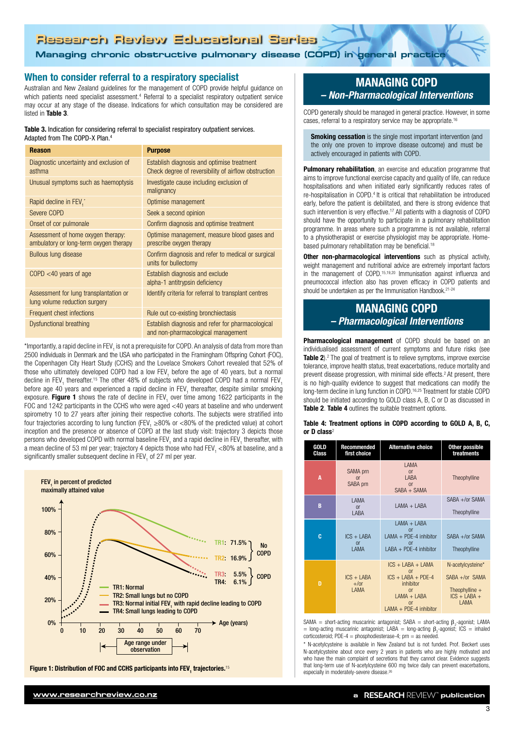## When to consider referral to a respiratory specialist

Australian and New Zealand guidelines for the management of COPD provide helpful guidance on which patients need specialist assessment.[4] Referral to a specialist respiratory outpatient service may occur at any stage of the disease. Indications for which consultation may be considered are listed in **Table 3**.

**Table 3.** Indication for considering referral to specialist respiratory outpatient services. Adapted from The COPD-X Plan.[4]

| Reason | Purpose |
|---|---|
| Diagnostic uncertainty and exclusion of asthma | Establish diagnosis and optimise treatment<br>Check degree of reversibility of airflow obstruction |
| Unusual symptoms such as haemoptysis | Investigate cause including exclusion of malignancy |
| Rapid decline in $FEV_1$* | Optimise management |
| Severe COPD | Seek a second opinion |
| Onset of cor pulmonale | Confirm diagnosis and optimise treatment |
| Assessment of home oxygen therapy: ambulatory or long-term oxygen therapy | Optimise management, measure blood gases and prescribe oxygen therapy |
| Bullous lung disease | Confirm diagnosis and refer to medical or surgical units for bullectomy |
| COPD <40 years of age | Establish diagnosis and exclude alpha-1 antitrypsin deficiency |
| Assessment for lung transplantation or lung volume reduction surgery | Identify criteria for referral to transplant centres |
| Frequent chest infections | Rule out co-existing bronchiectasis |
| Dysfunctional breathing | Establish diagnosis and refer for pharmacological and non-pharmacological management |

*Importantly, a rapid decline in $FEV_1$ is not a prerequisite for COPD. An analysis of data from more than 2500 individuals in Denmark and the USA who participated in the Framingham Offspring Cohort (FOC), the Copenhagen City Heart Study (CCHS) and the Lovelace Smokers Cohort revealed that 52% of those who ultimately developed COPD had a low $FEV_1$ before the age of 40 years, but a normal decline in $FEV_1$ thereafter.[15] The other 48% of subjects who developed COPD had a normal $FEV_1$ before age 40 years and experienced a rapid decline in $FEV_1$ thereafter, despite similar smoking exposure. **Figure 1** shows the rate of decline in $FEV_1$ over time among 1622 participants in the FOC and 1242 participants in the CCHS who were aged <40 years at baseline and who underwent spirometry 10 to 27 years after joining their respective cohorts. The subjects were stratified into four trajectories according to lung function ($FEV_1$ ≥80% or <80% of the predicted value) at cohort inception and the presence or absence of COPD at the last study visit: trajectory 3 depicts those persons who developed COPD with normal baseline $FEV_1$ and a rapid decline in $FEV_1$ thereafter, with a mean decline of 53 ml per year; trajectory 4 depicts those who had $FEV_1$ <80% at baseline, and a significantly smaller subsequent decline in $FEV_1$ of 27 ml per year.

**Figure 1: Distribution of FOC and CCHS participants into $FEV_1$ trajectories.**[15]

## MANAGING COPD – *Non-Pharmacological Interventions*

COPD generally should be managed in general practice. However, in some cases, referral to a respiratory service may be appropriate.[16]

**Smoking cessation** is the single most important intervention (and the only one proven to improve disease outcome) and must be actively encouraged in patients with COPD.

**Pulmonary rehabilitation**, an exercise and education programme that aims to improve functional exercise capacity and quality of life, can reduce hospitalisations and when initiated early significantly reduces rates of re-hospitalisation in COPD.[4] It is critical that rehabilitation be introduced early, before the patient is debilitated, and there is strong evidence that such intervention is very effective.[17] All patients with a diagnosis of COPD should have the opportunity to participate in a pulmonary rehabilitation programme. In areas where such a programme is not available, referral to a physiotherapist or exercise physiologist may be appropriate. Home-based pulmonary rehabilitation may be beneficial.[18]

**Other non-pharmacological interventions** such as physical activity, weight management and nutritional advice are extremely important factors in the management of COPD.[15,19,20] Immunisation against influenza and pneumococcal infection also has proven efficacy in COPD patients and should be undertaken as per the Immunisation Handbook.[21-24]

## MANAGING COPD – *Pharmacological Interventions*

**Pharmacological management** of COPD should be based on an individualised assessment of current symptoms and future risks (see **Table 2**).[2] The goal of treatment is to relieve symptoms, improve exercise tolerance, improve health status, treat exacerbations, reduce mortality and prevent disease progression, with minimal side effects.[2] At present, there is no high-quality evidence to suggest that medications can modify the long-term decline in lung function in COPD.[16,25] Treatment for stable COPD should be initiated according to GOLD class A, B, C or D as discussed in **Table 2**. **Table 4** outlines the suitable treatment options.

**Table 4: Treatment options in COPD according to GOLD A, B, C, or D class**[2]

| GOLD Class | Recommended first choice | Alternative choice | Other possible treatments |
|---|---|---|---|
| A | SAMA prn<br>or<br>SABA prn | LAMA<br>or<br>LABA<br>or<br>SABA + SAMA | Theophylline |
| B | LAMA<br>or<br>LABA | LAMA + LABA | SABA +/or SAMA<br><br>Theophylline |
| C | ICS + LABA<br>or<br>LAMA | LAMA + LABA<br>or<br>LAMA + PDE-4 inhibitor<br>or<br>LABA + PDE-4 inhibitor | SABA +/or SAMA<br><br>Theophylline |
| D | ICS + LABA<br>+/or<br>LAMA | ICS + LABA + LAMA<br>or<br>ICS + LABA + PDE-4 inhibitor<br>or<br>LAMA + LABA<br>or<br>LAMA + PDE-4 inhibitor | N-acetylcysteine*<br><br>SABA +/or SAMA<br><br>Theophylline +<br>ICS + LABA +<br>LAMA |

SAMA = short-acting muscarinic antagonist; SABA = short-acting $\beta_2$-agonist; LAMA = long-acting muscarinic antagonist; LABA = long-acting $\beta_2$-agonist; ICS = inhaled corticosteroid; PDE-4 = phosphodiesterase-4; prn = as needed.

\* N-acetylcysteine is available in New Zealand but is not funded. Prof. Beckert uses N-acetylcysteine about once every 2 years in patients who are highly motivated and who have the main complaint of secretions that they cannot clear. Evidence suggests that long-term use of N-acetylcysteine 600 mg twice daily can prevent exacerbations, especially in moderately-severe disease.[26]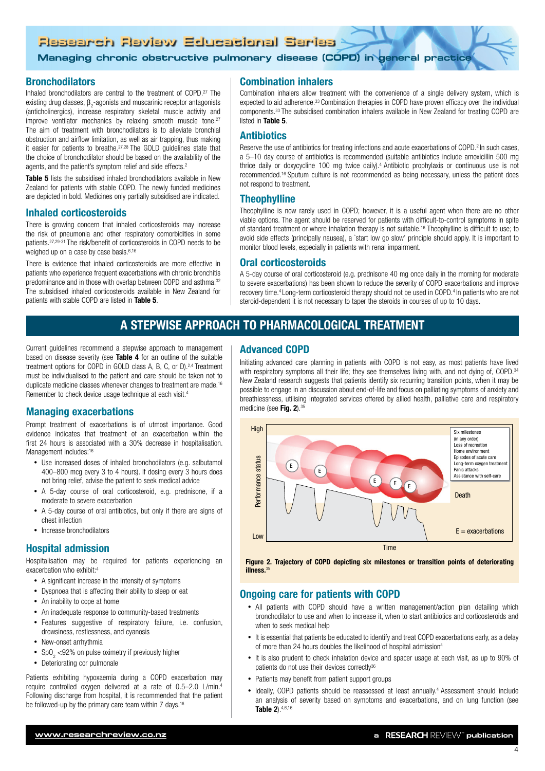## Bronchodilators

Inhaled bronchodilators are central to the treatment of COPD.[27] The existing drug classes, $\beta_2$-agonists and muscarinic receptor antagonists (anticholinergics), increase respiratory skeletal muscle activity and improve ventilator mechanics by relaxing smooth muscle tone.[27] The aim of treatment with bronchodilators is to alleviate bronchial obstruction and airflow limitation, as well as air trapping, thus making it easier for patients to breathe.[27,28] The GOLD guidelines state that the choice of bronchodilator should be based on the availability of the agents, and the patient's symptom relief and side effects.[2]

**Table 5** lists the subsidised inhaled bronchodilators available in New Zealand for patients with stable COPD. The newly funded medicines are depicted in bold. Medicines only partially subsidised are indicated.

## Inhaled corticosteroids

There is growing concern that inhaled corticosteroids may increase the risk of pneumonia and other respiratory comorbidities in some patients.[27,29-31] The risk/benefit of corticosteroids in COPD needs to be weighed up on a case by case basis.[6,16]

There is evidence that inhaled corticosteroids are more effective in patients who experience frequent exacerbations with chronic bronchitis predominance and in those with overlap between COPD and asthma.[32] The subsidised inhaled corticosteroids available in New Zealand for patients with stable COPD are listed in **Table 5**.

## Combination inhalers

Combination inhalers allow treatment with the convenience of a single delivery system, which is expected to aid adherence.[33] Combination therapies in COPD have proven efficacy over the individual components.[33] The subsidised combination inhalers available in New Zealand for treating COPD are listed in **Table 5**.

## Antibiotics

Reserve the use of antibiotics for treating infections and acute exacerbations of COPD.[2] In such cases, a 5–10 day course of antibiotics is recommended (suitable antibiotics include amoxicillin 500 mg thrice daily or doxycycline 100 mg twice daily).[4] Antibiotic prophylaxis or continuous use is not recommended.[16] Sputum culture is not recommended as being necessary, unless the patient does not respond to treatment.

## Theophylline

Theophylline is now rarely used in COPD; however, it is a useful agent when there are no other viable options. The agent should be reserved for patients with difficult-to-control symptoms in spite of standard treatment or where inhalation therapy is not suitable.[16] Theophylline is difficult to use; to avoid side effects (principally nausea), a 'start low go slow' principle should apply. It is important to monitor blood levels, especially in patients with renal impairment.

## Oral corticosteroids

A 5-day course of oral corticosteroid (e.g. prednisone 40 mg once daily in the morning for moderate to severe exacerbations) has been shown to reduce the severity of COPD exacerbations and improve recovery time.[4] Long-term corticosteroid therapy should not be used in COPD.[4] In patients who are not steroid-dependent it is not necessary to taper the steroids in courses of up to 10 days.

# A STEPWISE APPROACH TO PHARMACOLOGICAL TREATMENT

Current guidelines recommend a stepwise approach to management based on disease severity (see **Table 4** for an outline of the suitable treatment options for COPD in GOLD class A, B, C, or D).[2,4] Treatment must be individualised to the patient and care should be taken not to duplicate medicine classes whenever changes to treatment are made.[16] Remember to check device usage technique at each visit.[4]

## Managing exacerbations

Prompt treatment of exacerbations is of utmost importance. Good evidence indicates that treatment of an exacerbation within the first 24 hours is associated with a 30% decrease in hospitalisation. Management includes:[16]

- Use increased doses of inhaled bronchodilators (e.g. salbutamol 400–800 mcg every 3 to 4 hours). If dosing every 3 hours does not bring relief, advise the patient to seek medical advice
- A 5-day course of oral corticosteroid, e.g. prednisone, if a moderate to severe exacerbation
- A 5-day course of oral antibiotics, but only if there are signs of chest infection
- Increase bronchodilators

## Hospital admission

Hospitalisation may be required for patients experiencing an exacerbation who exhibit:[4]

- A significant increase in the intensity of symptoms
- Dyspnoea that is affecting their ability to sleep or eat
- An inability to cope at home
- An inadequate response to community-based treatments
- Features suggestive of respiratory failure, i.e. confusion, drowsiness, restlessness, and cyanosis
- New-onset arrhythmia
- $SpO_2$ <92% on pulse oximetry if previously higher
- Deteriorating cor pulmonale

Patients exhibiting hypoxaemia during a COPD exacerbation may require controlled oxygen delivered at a rate of 0.5–2.0 L/min.[4] Following discharge from hospital, it is recommended that the patient be followed-up by the primary care team within 7 days.[16]

## Advanced COPD

Initiating advanced care planning in patients with COPD is not easy, as most patients have lived with respiratory symptoms all their life; they see themselves living with, and not dying of, COPD.[34] New Zealand research suggests that patients identify six recurring transition points, when it may be possible to engage in an discussion about end-of-life and focus on palliating symptoms of anxiety and breathlessness, utilising integrated services offered by allied health, palliative care and respiratory medicine (see **Fig. 2**).[35]

**Figure 2. Trajectory of COPD depicting six milestones or transition points of deteriorating illness.**[35]

## Ongoing care for patients with COPD

- All patients with COPD should have a written management/action plan detailing which bronchodilator to use and when to increase it, when to start antibiotics and corticosteroids and when to seek medical help
- It is essential that patients be educated to identify and treat COPD exacerbations early, as a delay of more than 24 hours doubles the likelihood of hospital admission[4]
- It is also prudent to check inhalation device and spacer usage at each visit, as up to 90% of patients do not use their devices correctly[36]
- Patients may benefit from patient support groups
- Ideally, COPD patients should be reassessed at least annually.[4] Assessment should include an analysis of severity based on symptoms and exacerbations, and on lung function (see **Table 2**).[4,6,16]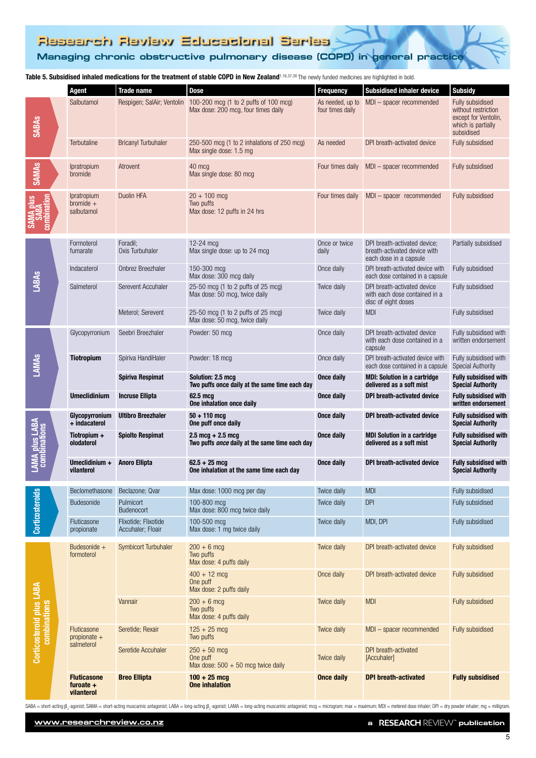**Table 5. Subsidised inhaled medications for the treatment of stable COPD in New Zealand**[1,16,37,38] The newly funded medicines are highlighted in bold.

| | Agent | Trade name | Dose | Frequency | Subsidised inhaler device | Subsidy |
|---|---|---|---|---|---|---|
| SABAs | Salbutamol | Respigen; SalAir; Ventolin | 100-200 mcg (1 to 2 puffs of 100 mcg) Max dose: 200 mcg, four times daily | As needed, up to four times daily | MDI – spacer recommended | Fully subsidised without restriction except for Ventolin, which is partially subsidised |
| | Terbutaline | Bricanyl Turbuhaler | 250-500 mcg (1 to 2 inhalations of 250 mcg) Max single dose: 1.5 mg | As needed | DPI breath-activated device | Fully subsidised |
| SAMAs | Ipratropium bromide | Atrovent | 40 mcg Max single dose: 80 mcg | Four times daily | MDI – spacer recommended | Fully subsidised |
| SAMA plus SABA combination | Ipratropium bromide + salbutamol | Duolin HFA | 20 + 100 mcg Two puffs Max dose: 12 puffs in 24 hrs | Four times daily | MDI – spacer recommended | Fully subsidised |
| LABAs | Formoterol fumarate | Foradil; Oxis Turbuhaler | 12-24 mcg Max single dose: up to 24 mcg | Once or twice daily | DPI breath-activated device; breath-activated device with each dose in a capsule | Partially subsidised |
| | Indacaterol | Onbrez Breezhaler | 150-300 mcg Max dose: 300 mcg daily | Once daily | DPI breath-activated device with each dose contained in a capsule | Fully subsidised |
| | Salmeterol | Serevent Accuhaler | 25-50 mcg (1 to 2 puffs of 25 mcg) Max dose: 50 mcg, twice daily | Twice daily | DPI breath-activated device with each dose contained in a disc of eight doses | Fully subsidised |
| | | Meterol; Serevent | 25-50 mcg (1 to 2 puffs of 25 mcg) Max dose: 50 mcg, twice daily | Twice daily | MDI | Fully subsidised |
| LAMAs | Glycopyrronium | Seebri Breezhaler | Powder: 50 mcg | Once daily | DPI breath-activated device with each dose contained in a capsule | Fully subsidised with written endorsement |
| | **Tiotropium** | Spiriva HandiHaler | Powder: 18 mcg | Once daily | DPI breath-activated device with each dose contained in a capsule | Fully subsidised with Special Authority |
| | | **Spiriva Respimat** | **Solution: 2.5 mcg Two puffs once daily at the same time each day** | **Once daily** | **MDI: Solution in a cartridge delivered as a soft mist** | **Fully subsidised with Special Authority** |
| | **Umeclidinium** | **Incruse Ellipta** | **62.5 mcg One inhalation once daily** | **Once daily** | **DPI breath-activated device** | **Fully subsidised with written endorsement** |
| LAMA plus LABA combinations | **Glycopyrronium + indacaterol** | **Ultibro Breezhaler** | **50 + 110 mcg One puff once daily** | **Once daily** | **DPI breath-activated device** | **Fully subsidised with Special Authority** |
| | **Tiotropium + olodaterol** | **Spiolto Respimat** | **2.5 mcg + 2.5 mcg Two puffs *once* daily at the same time each day** | **Once daily** | **MDI Solution in a cartridge delivered as a soft mist** | **Fully subsidised with Special Authority** |
| | **Umeclidinium + vilanterol** | **Anoro Ellipta** | **62.5 + 25 mcg One inhalation at the same time each day** | **Once daily** | **DPI breath-activated device** | **Fully subsidised with Special Authority** |
| Corticosteroids | Beclomethasone | Beclazone; Qvar | Max dose: 1000 mcg per day | Twice daily | MDI | Fully subsidised |
| | Budesonide | Pulmicort Budenocort | 100-800 mcg Max dose: 800 mcg twice daily | Twice daily | DPI | Fully subsidised |
| | Fluticasone propionate | Flixotide; Flixotide Accuhaler; Floair | 100-500 mcg Max dose: 1 mg twice daily | Twice daily | MDI, DPI | Fully subsidised |
| Corticosteroid plus LABA combinations | Budesonide + formoterol | Symbicort Turbuhaler | 200 + 6 mcg Two puffs Max dose: 4 puffs daily | Twice daily | DPI breath-activated device | Fully subsidised |
| | | | 400 + 12 mcg One puff Max dose: 2 puffs daily | Once daily | DPI breath-activated device | Fully subsidised |
| | | Vannair | 200 + 6 mcg Two puffs Max dose: 4 puffs daily | Twice daily | MDI | Fully subsidised |
| | Fluticasone propionate + salmeterol | Seretide; Rexair | 125 + 25 mcg Two puffs | Twice daily | MDI – spacer recommended | Fully subsidised |
| | | Seretide Accuhaler | 250 + 50 mcg One puff Max dose: 500 + 50 mcg twice daily | Twice daily | DPI breath-activated [Accuhaler] | |
| | **Fluticasone furoate + vilanterol** | **Breo Ellipta** | **100 + 25 mcg One inhalation** | **Once daily** | **DPI breath-activated** | **Fully subsidised** |

SABA = short-acting $\beta_2$-agonist; SAMA = short-acting muscarinic antagonist; LABA = long-acting $\beta_2$-agonist; LAMA = long-acting muscarinic antagonist; mcg = microgram; max = maximum; MDI = metered dose inhaler; DPI = dry powder inhaler; mg = milligram.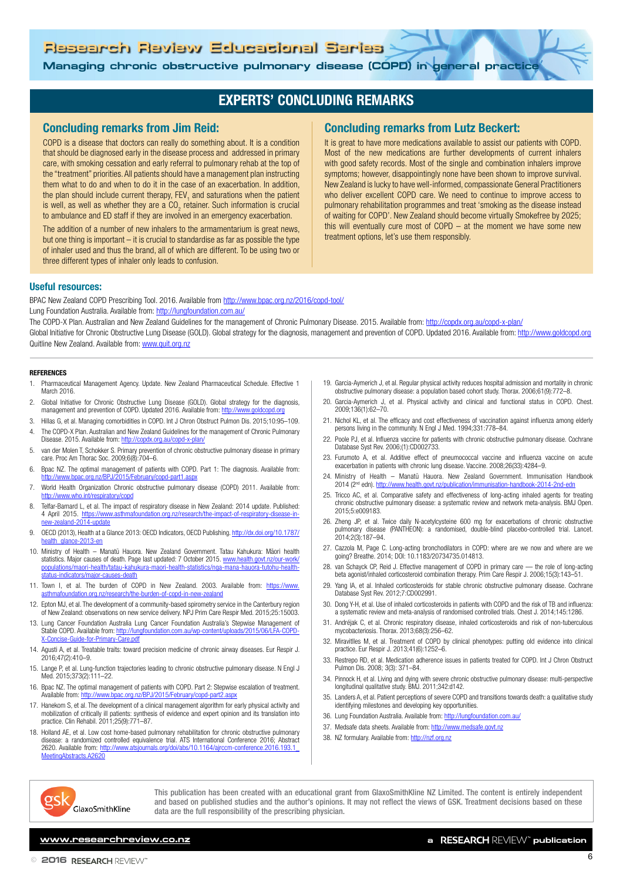## EXPERTS' CONCLUDING REMARKS

### Concluding remarks from Jim Reid:

COPD is a disease that doctors can really do something about. It is a condition that should be diagnosed early in the disease process and addressed in primary care, with smoking cessation and early referral to pulmonary rehab at the top of the "treatment" priorities. All patients should have a management plan instructing them what to do and when to do it in the case of an exacerbation. In addition, the plan should include current therapy, $FEV_1$ and saturations when the patient is well, as well as whether they are a $CO_2$ retainer. Such information is crucial to ambulance and ED staff if they are involved in an emergency exacerbation.

The addition of a number of new inhalers to the armamentarium is great news, but one thing is important – it is crucial to standardise as far as possible the type of inhaler used and thus the brand, all of which are different. To be using two or three different types of inhaler only leads to confusion.

### Concluding remarks from Lutz Beckert:

It is great to have more medications available to assist our patients with COPD. Most of the new medications are further developments of current inhalers with good safety records. Most of the single and combination inhalers improve symptoms; however, disappointingly none have been shown to improve survival. New Zealand is lucky to have well-informed, compassionate General Practitioners who deliver excellent COPD care. We need to continue to improve access to pulmonary rehabilitation programmes and treat 'smoking as the disease instead of waiting for COPD'. New Zealand should become virtually Smokefree by 2025; this will eventually cure most of COPD – at the moment we have some new treatment options, let's use them responsibly.

### Useful resources:

BPAC New Zealand COPD Prescribing Tool. 2016. Available from http://www.bpac.org.nz/2016/copd-tool/

Lung Foundation Australia. Available from: http://lungfoundation.com.au/

The COPD-X Plan. Australian and New Zealand Guidelines for the management of Chronic Pulmonary Disease. 2015. Available from: http://copdx.org.au/copd-x-plan/

Global Initiative for Chronic Obstructive Lung Disease (GOLD). Global strategy for the diagnosis, management and prevention of COPD. Updated 2016. Available from: http://www.goldcopd.org

Quitline New Zealand. Available from: www.quit.org.nz

#### REFERENCES

1. Pharmaceutical Management Agency. Update. New Zealand Pharmaceutical Schedule. Effective 1 March 2016.
2. Global Initiative for Chronic Obstructive Lung Disease (GOLD). Global strategy for the diagnosis, management and prevention of COPD. Updated 2016. Available from: http://www.goldcopd.org
3. Hillas G, et al. Managing comorbidities in COPD. Int J Chron Obstruct Pulmon Dis. 2015;10:95–109.
4. The COPD-X Plan. Australian and New Zealand Guidelines for the management of Chronic Pulmonary Disease. 2015. Available from: http://copdx.org.au/copd-x-plan/
5. van der Molen T, Schokker S. Primary prevention of chronic obstructive pulmonary disease in primary care. Proc Am Thorac Soc. 2009;6(8):704–6.
6. Bpac NZ. The optimal management of patients with COPD. Part 1: The diagnosis. Available from: http://www.bpac.org.nz/BPJ/2015/February/copd-part1.aspx
7. World Health Organization Chronic obstructive pulmonary disease (COPD) 2011. Available from: http://www.who.int/respiratory/copd
8. Telfar-Barnard L, et al. The impact of respiratory disease in New Zealand: 2014 update. Published: 4 April 2015. https://www.asthmafoundation.org.nz/research/the-impact-of-respiratory-disease-in-new-zealand-2014-update
9. OECD (2013), Health at a Glance 2013: OECD Indicators, OECD Publishing. http://dx.doi.org/10.1787/health_glance-2013-en
10. Ministry of Health – Manatū Hauora. New Zealand Government. Tatau Kahukura: Māori health statistics. Major causes of death. Page last updated: 7 October 2015. www.health.govt.nz/our-work/populations/maori-health/tatau-kahukura-maori-health-statistics/nga-mana-hauora-tutohu-health-status-indicators/major-causes-death
11. Town I, et al. The burden of COPD in New Zealand. 2003. Available from: https://www.asthmafoundation.org.nz/research/the-burden-of-copd-in-new-zealand
12. Epton MJ, et al. The development of a community-based spirometry service in the Canterbury region of New Zealand: observations on new service delivery. NPJ Prim Care Respir Med. 2015;25:15003.
13. Lung Cancer Foundation Australia Lung Cancer Foundation Australia's Stepwise Management of Stable COPD. Available from: http://lungfoundation.com.au/wp-content/uploads/2015/06/LFA-COPD-X-Concise-Guide-for-Primary-Care.pdf
14. Agusti A, et al. Treatable traits: toward precision medicine of chronic airway diseases. Eur Respir J. 2016;47(2):410–9.
15. Lange P, et al. Lung-function trajectories leading to chronic obstructive pulmonary disease. N Engl J Med. 2015;373(2):111–22.
16. Bpac NZ. The optimal management of patients with COPD. Part 2: Stepwise escalation of treatment. Available from: http://www.bpac.org.nz/BPJ/2015/February/copd-part2.aspx
17. Hanekom S, et al. The development of a clinical management algorithm for early physical activity and mobilization of critically ill patients: synthesis of evidence and expert opinion and its translation into practice. Clin Rehabil. 2011;25(9):771–87.
18. Holland AE, et al. Low cost home-based pulmonary rehabilitation for chronic obstructive pulmonary disease: a randomized controlled equivalence trial. ATS International Conference 2016; Abstract 2620. Available from: http://www.atsjournals.org/doi/abs/10.1164/ajrccm-conference.2016.193.1_MeetingAbstracts.A2620
19. Garcia-Aymerich J, et al. Regular physical activity reduces hospital admission and mortality in chronic obstructive pulmonary disease: a population based cohort study. Thorax. 2006;61(9):772–8.
20. Garcia-Aymerich J, et al. Physical activity and clinical and functional status in COPD. Chest. 2009;136(1):62–70.
21. Nichol KL, et al. The efficacy and cost effectiveness of vaccination against influenza among elderly persons living in the community. N Engl J Med. 1994;331:778–84.
22. Poole PJ, et al. Influenza vaccine for patients with chronic obstructive pulmonary disease. Cochrane Database Syst Rev. 2006;(1):CD002733.
23. Furumoto A, et al. Additive effect of pneumococcal vaccine and influenza vaccine on acute exacerbation in patients with chronic lung disease. Vaccine. 2008;26(33):4284–9.
24. Ministry of Health – Manatū Hauora. New Zealand Government. Immunisation Handbook 2014 (2nd edn). http://www.health.govt.nz/publication/immunisation-handbook-2014-2nd-edn
25. Tricco AC, et al. Comparative safety and effectiveness of long-acting inhaled agents for treating chronic obstructive pulmonary disease: a systematic review and network meta-analysis. BMJ Open. 2015;5:e009183.
26. Zheng JP, et al. Twice daily N-acetylcysteine 600 mg for exacerbations of chronic obstructive pulmonary disease (PANTHEON): a randomised, double-blind placebo-controlled trial. Lancet. 2014;2(3):187–94.
27. Cazzola M, Page C. Long-acting bronchodilators in COPD: where are we now and where are we going? Breathe. 2014; DOI: 10.1183/20734735.014813.
28. van Schayck CP, Reid J. Effective management of COPD in primary care — the role of long-acting beta agonist/inhaled corticosteroid combination therapy. Prim Care Respir J. 2006;15(3):143–51.
29. Yang IA, et al. Inhaled corticosteroids for stable chronic obstructive pulmonary disease. Cochrane Database Syst Rev. 2012;7:CD002991.
30. Dong Y-H, et al. Use of inhaled corticosteroids in patients with COPD and the risk of TB and influenza: a systematic review and meta-analysis of randomised controlled trials. Chest J. 2014;145:1286.
31. Andréjak C, et al. Chronic respiratory disease, inhaled corticosteroids and risk of non-tuberculous mycobacteriosis. Thorax. 2013;68(3):256–62.
32. Miravitlles M, et al. Treatment of COPD by clinical phenotypes: putting old evidence into clinical practice. Eur Respir J. 2013;41(6):1252–6.
33. Restrepo RD, et al. Medication adherence issues in patients treated for COPD. Int J Chron Obstruct Pulmon Dis. 2008; 3(3): 371–84.
34. Pinnock H, et al. Living and dying with severe chronic obstructive pulmonary disease: multi-perspective longitudinal qualitative study. BMJ. 2011;342:d142.
35. Landers A, et al. Patient perceptions of severe COPD and transitions towards death: a qualitative study identifying milestones and developing key opportunities.
36. Lung Foundation Australia. Available from: http://lungfoundation.com.au/
37. Medsafe data sheets. Available from: http://www.medsafe.govt.nz
38. NZ formulary. Available from: http://nzf.org.nz

This publication has been created with an educational grant from GlaxoSmithKline NZ Limited. The content is entirely independent and based on published studies and the author's opinions. It may not reflect the views of GSK. Treatment decisions based on these data are the full responsibility of the prescribing physician.